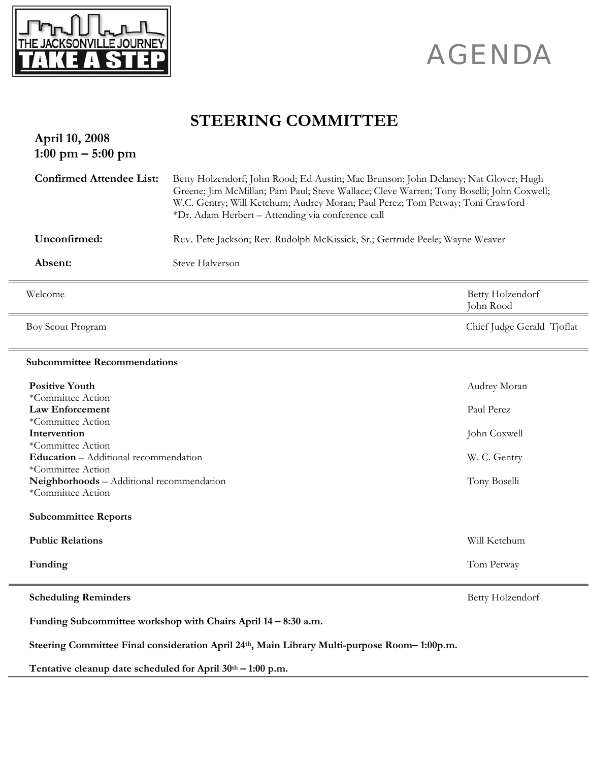THE JACKSONVILLE JOURNEY

TAKE A STEP

# AGENDA

## STEERING COMMITTEE

**April 10, 2008**
**1:00 pm – 5:00 pm**

**Confirmed Attendee List:** Betty Holzendorf; John Rood; Ed Austin; Mac Brunson; John Delaney; Nat Glover; Hugh Greene; Jim McMillan; Pam Paul; Steve Wallace; Cleve Warren; Tony Boselli; John Coxwell; W.C. Gentry; Will Ketchum; Audrey Moran; Paul Perez; Tom Petway; Toni Crawford
*Dr. Adam Herbert – Attending via conference call

**Unconfirmed:** Rev. Pete Jackson; Rev. Rudolph McKissick, Sr.; Gertrude Peele; Wayne Weaver

**Absent:** Steve Halverson

---

| Item | Presenter |
|---|---|
| Welcome | Betty Holzendorf<br>John Rood |
| Boy Scout Program | Chief Judge Gerald Tjoflat |

---

**Subcommittee Recommendations**

| Item | Presenter |
|---|---|
| **Positive Youth**<br>*Committee Action | Audrey Moran |
| **Law Enforcement**<br>*Committee Action | Paul Perez |
| **Intervention**<br>*Committee Action | John Coxwell |
| **Education** – Additional recommendation<br>*Committee Action | W. C. Gentry |
| **Neighborhoods** – Additional recommendation<br>*Committee Action | Tony Boselli |

**Subcommittee Reports**

| Item | Presenter |
|---|---|
| **Public Relations** | Will Ketchum |
| **Funding** | Tom Petway |

---

**Scheduling Reminders** — Betty Holzendorf

**Funding Subcommittee workshop with Chairs April 14 – 8:30 a.m.**

**Steering Committee Final consideration April 24th, Main Library Multi-purpose Room– 1:00p.m.**

**Tentative cleanup date scheduled for April 30th – 1:00 p.m.**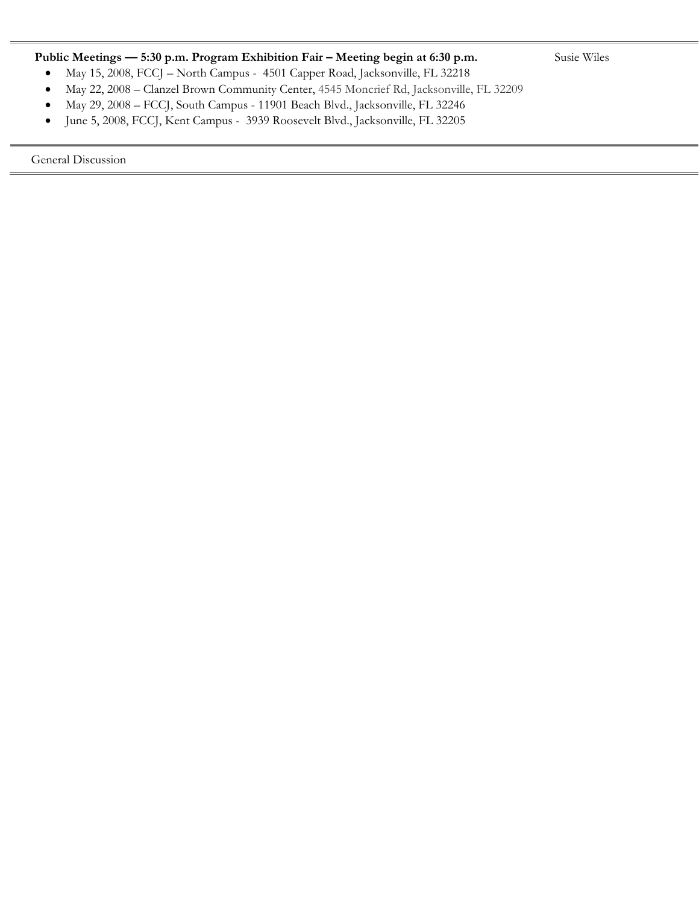**Public Meetings — 5:30 p.m. Program Exhibition Fair – Meeting begin at 6:30 p.m.** Susie Wiles

- May 15, 2008, FCCJ – North Campus - 4501 Capper Road, Jacksonville, FL 32218
- May 22, 2008 – Clanzel Brown Community Center, 4545 Moncrief Rd, Jacksonville, FL 32209
- May 29, 2008 – FCCJ, South Campus - 11901 Beach Blvd., Jacksonville, FL 32246
- June 5, 2008, FCCJ, Kent Campus - 3939 Roosevelt Blvd., Jacksonville, FL 32205

General Discussion